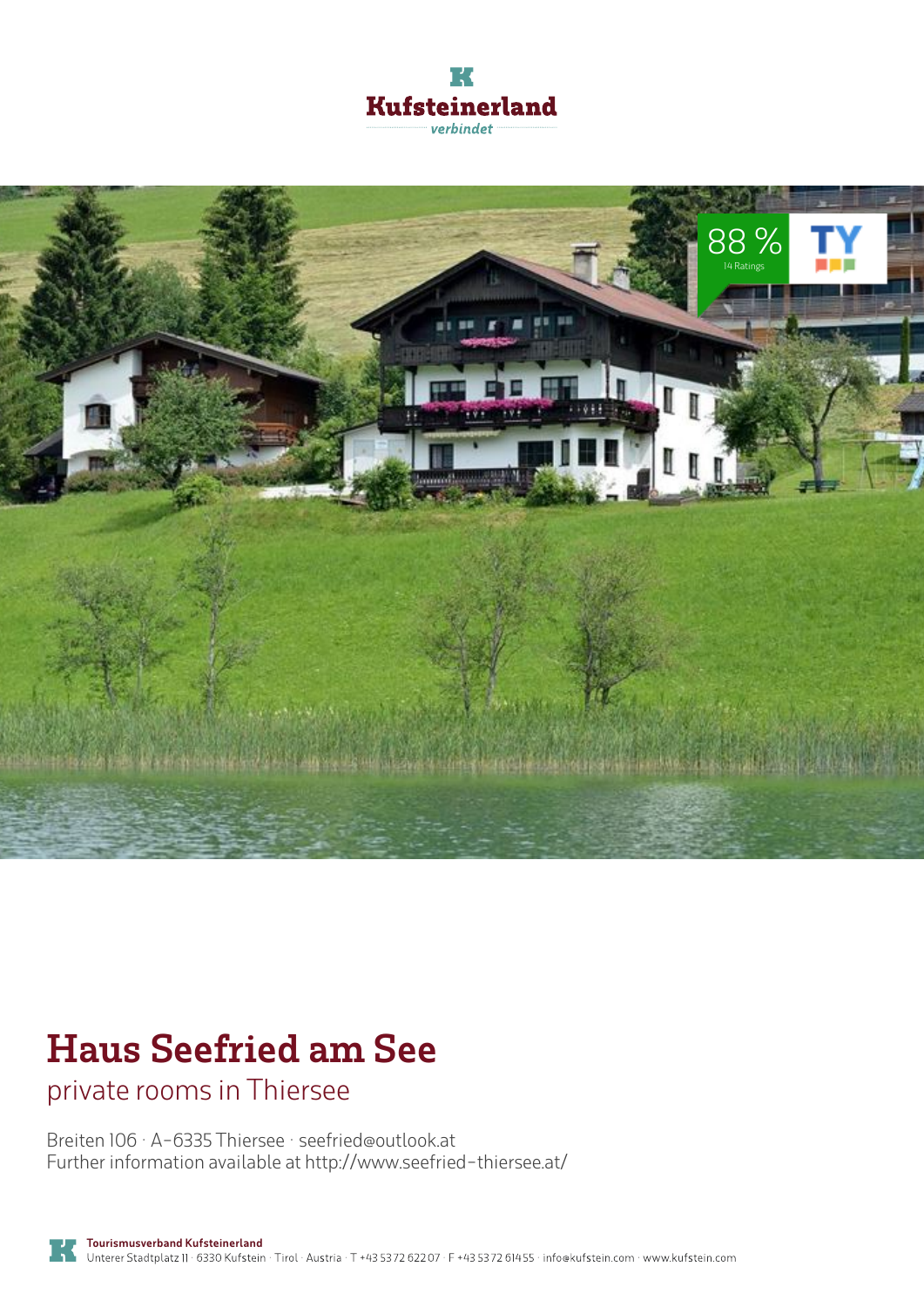Kufsteinerland

verbindet

88 %
14 Ratings

# Haus Seefried am See

## private rooms in Thiersee

Breiten 106 · A-6335 Thiersee · seefried@outlook.at
Further information available at http://www.seefried-thiersee.at/

**Tourismusverband Kufsteinerland**
Unterer Stadtplatz 11 · 6330 Kufstein · Tirol · Austria · T +43 5372 62207 · F +43 5372 61455 · info@kufstein.com · www.kufstein.com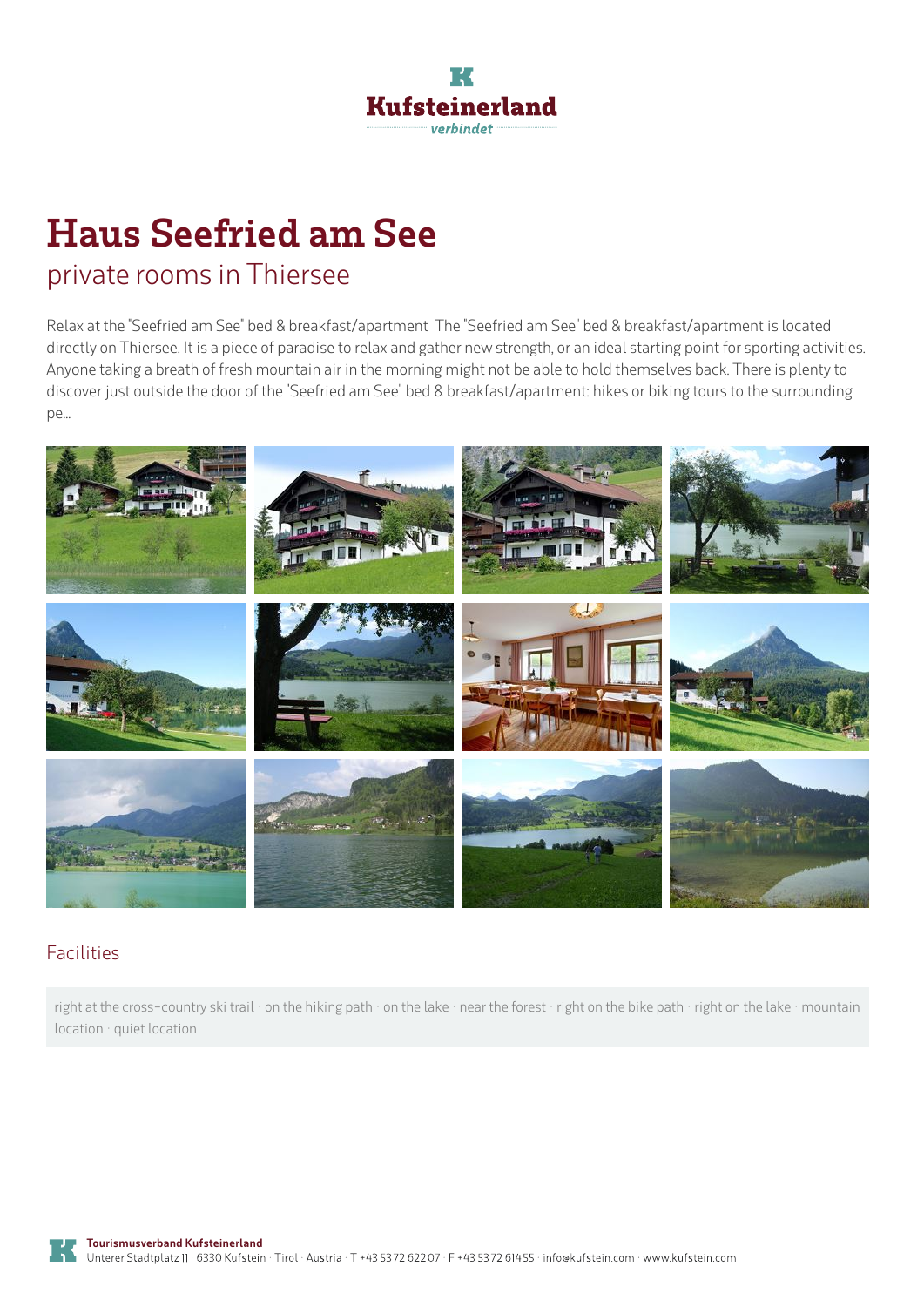# Haus Seefried am See

## private rooms in Thiersee

Relax at the "Seefried am See" bed & breakfast/apartment The "Seefried am See" bed & breakfast/apartment is located directly on Thiersee. It is a piece of paradise to relax and gather new strength, or an ideal starting point for sporting activities. Anyone taking a breath of fresh mountain air in the morning might not be able to hold themselves back. There is plenty to discover just outside the door of the "Seefried am See" bed & breakfast/apartment: hikes or biking tours to the surrounding pe...

## Facilities

right at the cross-country ski trail · on the hiking path · on the lake · near the forest · right on the bike path · right on the lake · mountain location · quiet location

**Tourismusverband Kufsteinerland**
Unterer Stadtplatz 11 · 6330 Kufstein · Tirol · Austria · T +43 5372 62207 · F +43 5372 61455 · info@kufstein.com · www.kufstein.com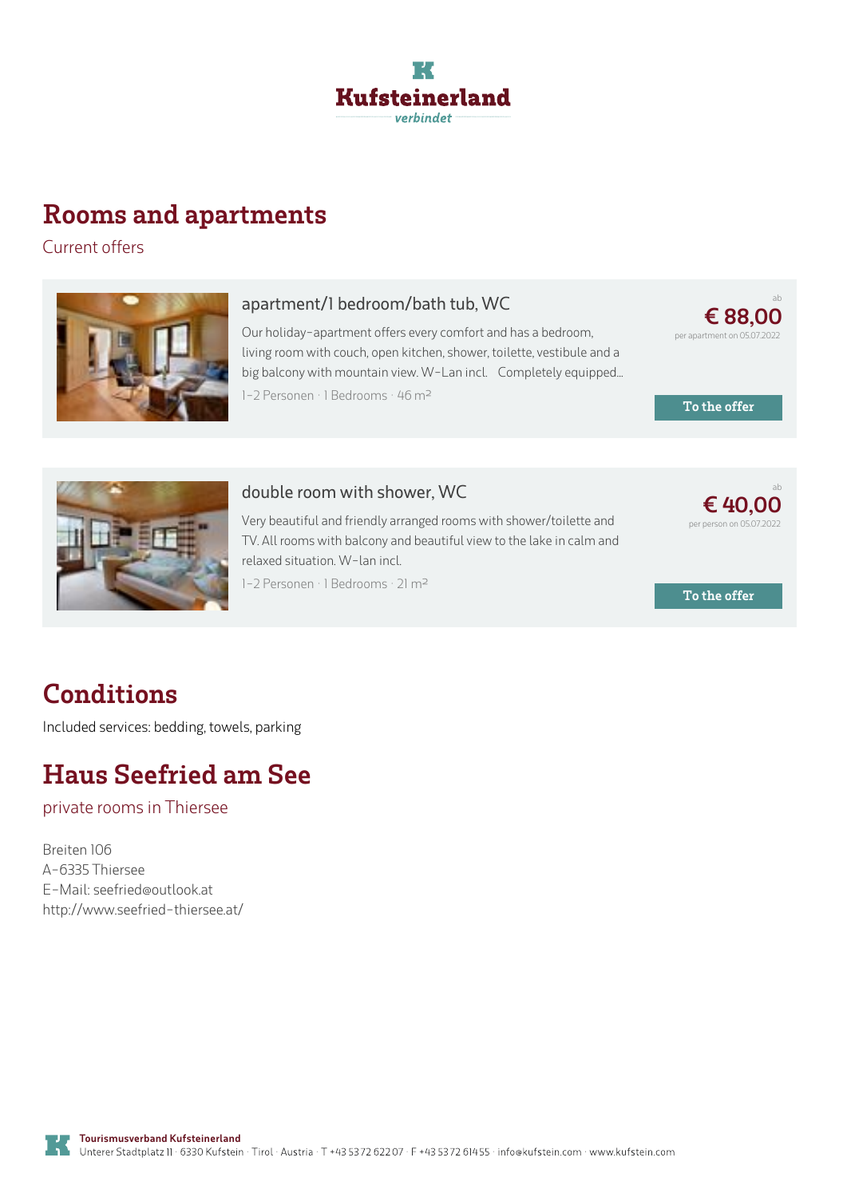# Rooms and apartments

Current offers

### apartment/1 bedroom/bath tub, WC

Our holiday-apartment offers every comfort and has a bedroom, living room with couch, open kitchen, shower, toilette, vestibule and a big balcony with mountain view. W-Lan incl.   Completely equipped...

1-2 Personen · 1 Bedrooms · 46 m²

ab
**€ 88,00**
per apartment on 05.07.2022

To the offer

### double room with shower, WC

Very beautiful and friendly arranged rooms with shower/toilette and TV. All rooms with balcony and beautiful view to the lake in calm and relaxed situation. W-lan incl.

1-2 Personen · 1 Bedrooms · 21 m²

ab
**€ 40,00**
per person on 05.07.2022

To the offer

# Conditions

Included services: bedding, towels, parking

# Haus Seefried am See

private rooms in Thiersee

Breiten 106
A-6335 Thiersee
E-Mail: seefried@outlook.at
http://www.seefried-thiersee.at/